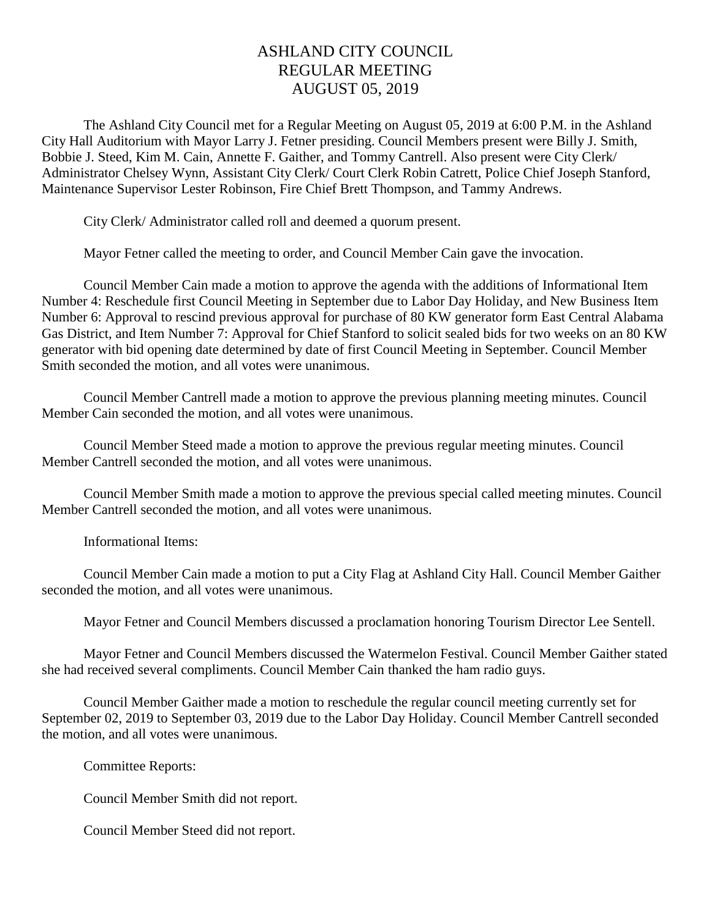# ASHLAND CITY COUNCIL
# REGULAR MEETING
# AUGUST 05, 2019

The Ashland City Council met for a Regular Meeting on August 05, 2019 at 6:00 P.M. in the Ashland City Hall Auditorium with Mayor Larry J. Fetner presiding. Council Members present were Billy J. Smith, Bobbie J. Steed, Kim M. Cain, Annette F. Gaither, and Tommy Cantrell. Also present were City Clerk/ Administrator Chelsey Wynn, Assistant City Clerk/ Court Clerk Robin Catrett, Police Chief Joseph Stanford, Maintenance Supervisor Lester Robinson, Fire Chief Brett Thompson, and Tammy Andrews.

City Clerk/ Administrator called roll and deemed a quorum present.

Mayor Fetner called the meeting to order, and Council Member Cain gave the invocation.

Council Member Cain made a motion to approve the agenda with the additions of Informational Item Number 4: Reschedule first Council Meeting in September due to Labor Day Holiday, and New Business Item Number 6: Approval to rescind previous approval for purchase of 80 KW generator form East Central Alabama Gas District, and Item Number 7: Approval for Chief Stanford to solicit sealed bids for two weeks on an 80 KW generator with bid opening date determined by date of first Council Meeting in September. Council Member Smith seconded the motion, and all votes were unanimous.

Council Member Cantrell made a motion to approve the previous planning meeting minutes. Council Member Cain seconded the motion, and all votes were unanimous.

Council Member Steed made a motion to approve the previous regular meeting minutes. Council Member Cantrell seconded the motion, and all votes were unanimous.

Council Member Smith made a motion to approve the previous special called meeting minutes. Council Member Cantrell seconded the motion, and all votes were unanimous.

Informational Items:

Council Member Cain made a motion to put a City Flag at Ashland City Hall. Council Member Gaither seconded the motion, and all votes were unanimous.

Mayor Fetner and Council Members discussed a proclamation honoring Tourism Director Lee Sentell.

Mayor Fetner and Council Members discussed the Watermelon Festival. Council Member Gaither stated she had received several compliments. Council Member Cain thanked the ham radio guys.

Council Member Gaither made a motion to reschedule the regular council meeting currently set for September 02, 2019 to September 03, 2019 due to the Labor Day Holiday. Council Member Cantrell seconded the motion, and all votes were unanimous.

Committee Reports:

Council Member Smith did not report.

Council Member Steed did not report.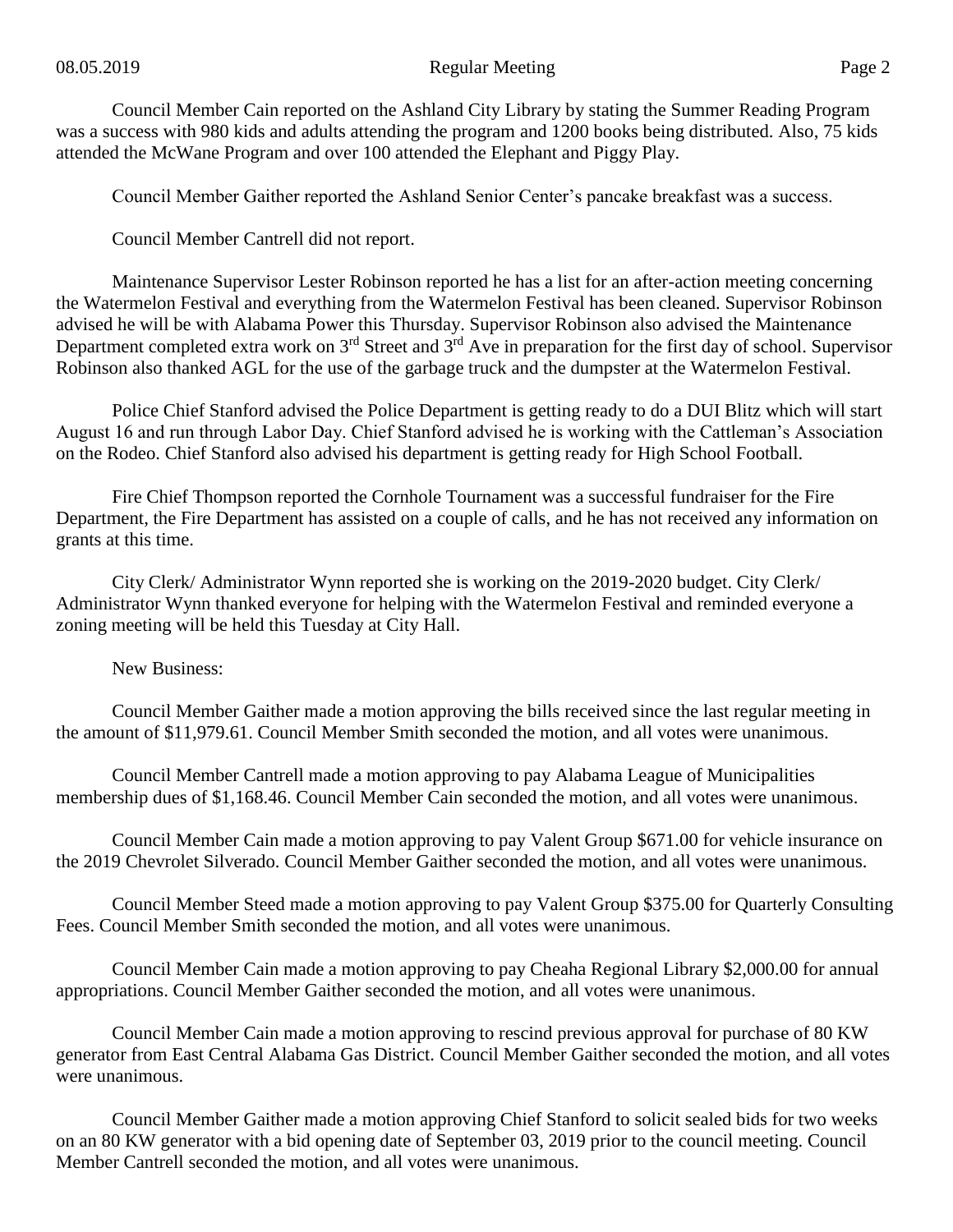Council Member Cain reported on the Ashland City Library by stating the Summer Reading Program was a success with 980 kids and adults attending the program and 1200 books being distributed. Also, 75 kids attended the McWane Program and over 100 attended the Elephant and Piggy Play.

Council Member Gaither reported the Ashland Senior Center's pancake breakfast was a success.

Council Member Cantrell did not report.

Maintenance Supervisor Lester Robinson reported he has a list for an after-action meeting concerning the Watermelon Festival and everything from the Watermelon Festival has been cleaned. Supervisor Robinson advised he will be with Alabama Power this Thursday. Supervisor Robinson also advised the Maintenance Department completed extra work on 3rd Street and 3rd Ave in preparation for the first day of school. Supervisor Robinson also thanked AGL for the use of the garbage truck and the dumpster at the Watermelon Festival.

Police Chief Stanford advised the Police Department is getting ready to do a DUI Blitz which will start August 16 and run through Labor Day. Chief Stanford advised he is working with the Cattleman's Association on the Rodeo. Chief Stanford also advised his department is getting ready for High School Football.

Fire Chief Thompson reported the Cornhole Tournament was a successful fundraiser for the Fire Department, the Fire Department has assisted on a couple of calls, and he has not received any information on grants at this time.

City Clerk/ Administrator Wynn reported she is working on the 2019-2020 budget. City Clerk/ Administrator Wynn thanked everyone for helping with the Watermelon Festival and reminded everyone a zoning meeting will be held this Tuesday at City Hall.

New Business:

Council Member Gaither made a motion approving the bills received since the last regular meeting in the amount of $11,979.61. Council Member Smith seconded the motion, and all votes were unanimous.

Council Member Cantrell made a motion approving to pay Alabama League of Municipalities membership dues of $1,168.46. Council Member Cain seconded the motion, and all votes were unanimous.

Council Member Cain made a motion approving to pay Valent Group $671.00 for vehicle insurance on the 2019 Chevrolet Silverado. Council Member Gaither seconded the motion, and all votes were unanimous.

Council Member Steed made a motion approving to pay Valent Group $375.00 for Quarterly Consulting Fees. Council Member Smith seconded the motion, and all votes were unanimous.

Council Member Cain made a motion approving to pay Cheaha Regional Library $2,000.00 for annual appropriations. Council Member Gaither seconded the motion, and all votes were unanimous.

Council Member Cain made a motion approving to rescind previous approval for purchase of 80 KW generator from East Central Alabama Gas District. Council Member Gaither seconded the motion, and all votes were unanimous.

Council Member Gaither made a motion approving Chief Stanford to solicit sealed bids for two weeks on an 80 KW generator with a bid opening date of September 03, 2019 prior to the council meeting. Council Member Cantrell seconded the motion, and all votes were unanimous.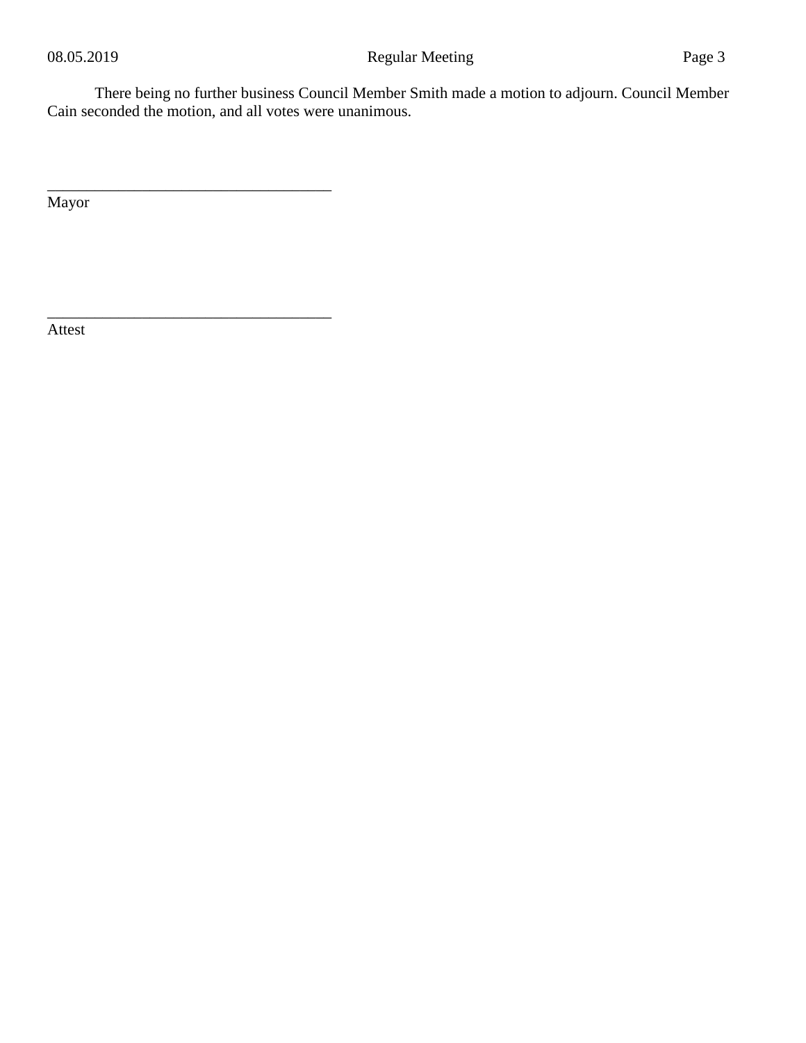There being no further business Council Member Smith made a motion to adjourn. Council Member Cain seconded the motion, and all votes were unanimous.

____________________________________
Mayor

____________________________________
Attest